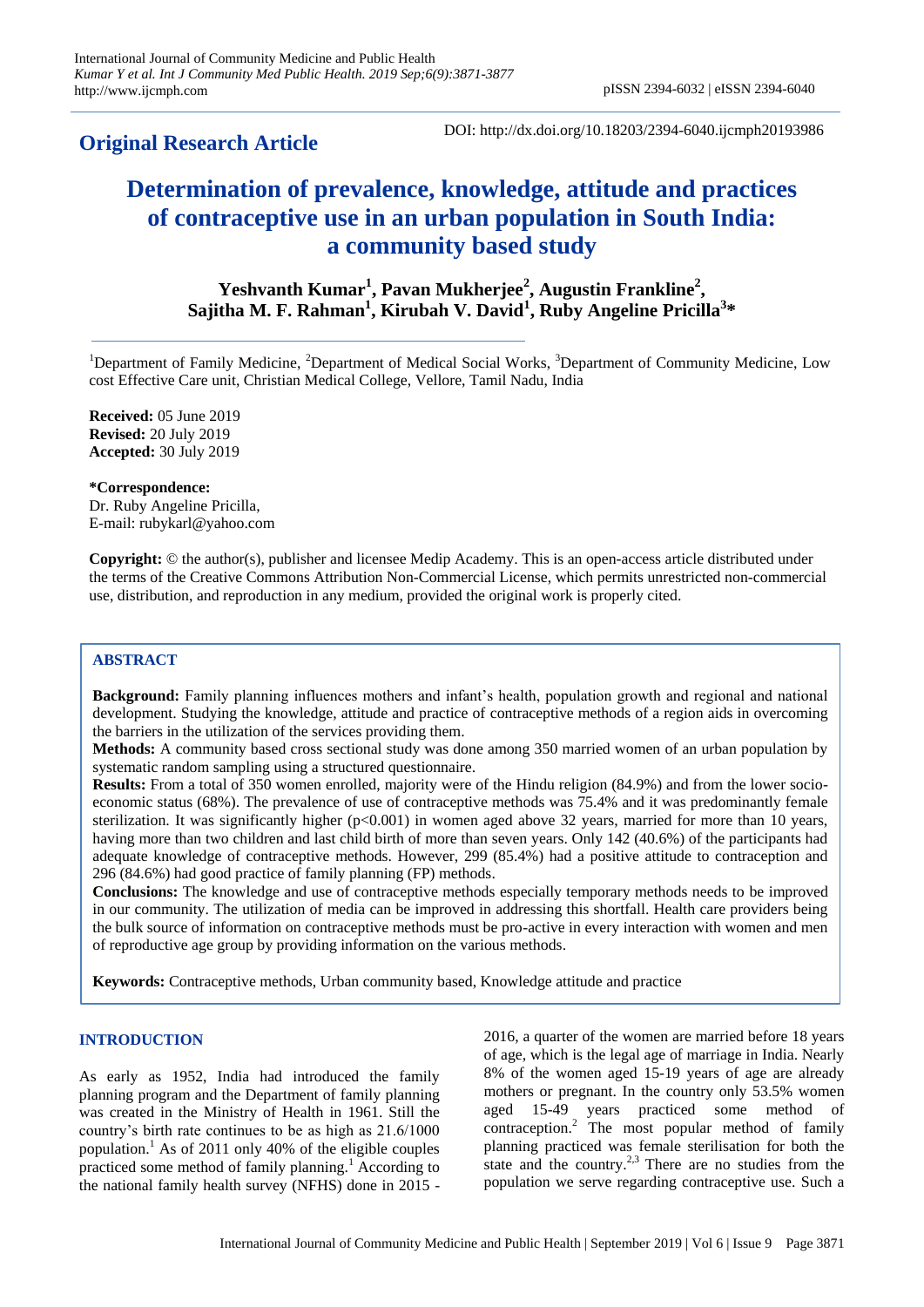**Original Research Article**

DOI: http://dx.doi.org/10.18203/2394-6040.ijcmph20193986

# Determination of prevalence, knowledge, attitude and practices of contraceptive use in an urban population in South India: a community based study

**Yeshvanth Kumar[1], Pavan Mukherjee[2], Augustin Frankline[2], Sajitha M. F. Rahman[1], Kirubah V. David[1], Ruby Angeline Pricilla[3]\***

[1]Department of Family Medicine, [2]Department of Medical Social Works, [3]Department of Community Medicine, Low cost Effective Care unit, Christian Medical College, Vellore, Tamil Nadu, India

**Received:** 05 June 2019
**Revised:** 20 July 2019
**Accepted:** 30 July 2019

**\*Correspondence:**
Dr. Ruby Angeline Pricilla,
E-mail: rubykarl@yahoo.com

**Copyright:** © the author(s), publisher and licensee Medip Academy. This is an open-access article distributed under the terms of the Creative Commons Attribution Non-Commercial License, which permits unrestricted non-commercial use, distribution, and reproduction in any medium, provided the original work is properly cited.

## ABSTRACT

**Background:** Family planning influences mothers and infant's health, population growth and regional and national development. Studying the knowledge, attitude and practice of contraceptive methods of a region aids in overcoming the barriers in the utilization of the services providing them.

**Methods:** A community based cross sectional study was done among 350 married women of an urban population by systematic random sampling using a structured questionnaire.

**Results:** From a total of 350 women enrolled, majority were of the Hindu religion (84.9%) and from the lower socio-economic status (68%). The prevalence of use of contraceptive methods was 75.4% and it was predominantly female sterilization. It was significantly higher ($p<0.001$) in women aged above 32 years, married for more than 10 years, having more than two children and last child birth of more than seven years. Only 142 (40.6%) of the participants had adequate knowledge of contraceptive methods. However, 299 (85.4%) had a positive attitude to contraception and 296 (84.6%) had good practice of family planning (FP) methods.

**Conclusions:** The knowledge and use of contraceptive methods especially temporary methods needs to be improved in our community. The utilization of media can be improved in addressing this shortfall. Health care providers being the bulk source of information on contraceptive methods must be pro-active in every interaction with women and men of reproductive age group by providing information on the various methods.

**Keywords:** Contraceptive methods, Urban community based, Knowledge attitude and practice

## INTRODUCTION

As early as 1952, India had introduced the family planning program and the Department of family planning was created in the Ministry of Health in 1961. Still the country's birth rate continues to be as high as 21.6/1000 population.[1] As of 2011 only 40% of the eligible couples practiced some method of family planning.[1] According to the national family health survey (NFHS) done in 2015 - 2016, a quarter of the women are married before 18 years of age, which is the legal age of marriage in India. Nearly 8% of the women aged 15-19 years of age are already mothers or pregnant. In the country only 53.5% women aged 15-49 years practiced some method of contraception.[2] The most popular method of family planning practiced was female sterilisation for both the state and the country.[2,3] There are no studies from the population we serve regarding contraceptive use. Such a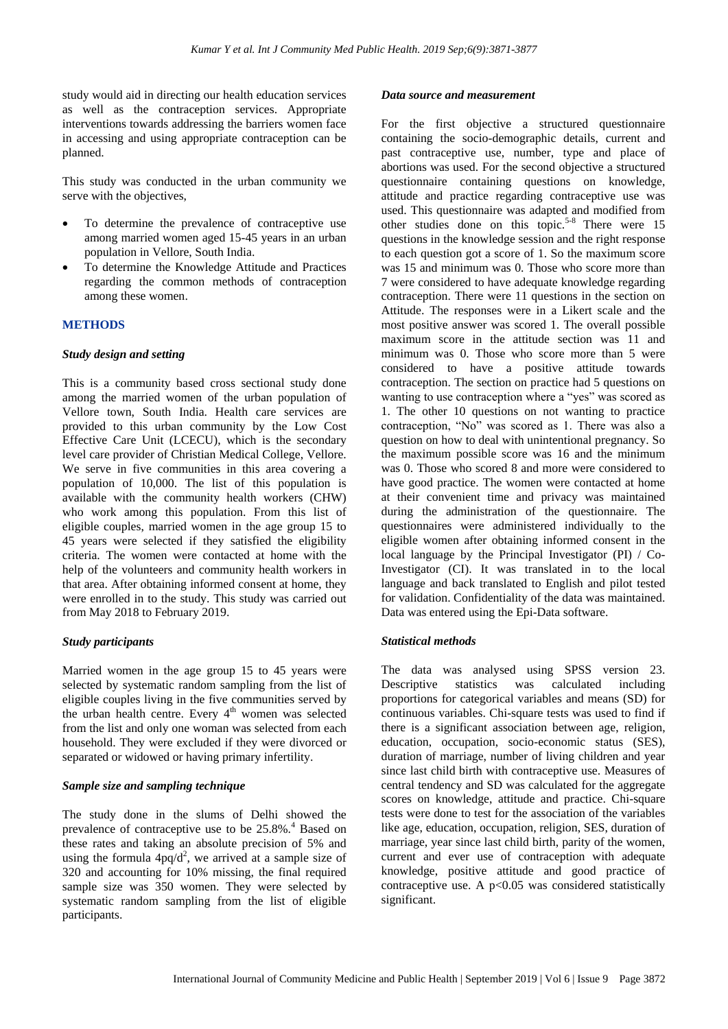study would aid in directing our health education services as well as the contraception services. Appropriate interventions towards addressing the barriers women face in accessing and using appropriate contraception can be planned.

This study was conducted in the urban community we serve with the objectives,

- To determine the prevalence of contraceptive use among married women aged 15-45 years in an urban population in Vellore, South India.
- To determine the Knowledge Attitude and Practices regarding the common methods of contraception among these women.

## METHODS

### *Study design and setting*

This is a community based cross sectional study done among the married women of the urban population of Vellore town, South India. Health care services are provided to this urban community by the Low Cost Effective Care Unit (LCECU), which is the secondary level care provider of Christian Medical College, Vellore. We serve in five communities in this area covering a population of 10,000. The list of this population is available with the community health workers (CHW) who work among this population. From this list of eligible couples, married women in the age group 15 to 45 years were selected if they satisfied the eligibility criteria. The women were contacted at home with the help of the volunteers and community health workers in that area. After obtaining informed consent at home, they were enrolled in to the study. This study was carried out from May 2018 to February 2019.

### *Study participants*

Married women in the age group 15 to 45 years were selected by systematic random sampling from the list of eligible couples living in the five communities served by the urban health centre. Every 4th women was selected from the list and only one woman was selected from each household. They were excluded if they were divorced or separated or widowed or having primary infertility.

### *Sample size and sampling technique*

The study done in the slums of Delhi showed the prevalence of contraceptive use to be 25.8%.[4] Based on these rates and taking an absolute precision of 5% and using the formula $4pq/d^2$, we arrived at a sample size of 320 and accounting for 10% missing, the final required sample size was 350 women. They were selected by systematic random sampling from the list of eligible participants.

### *Data source and measurement*

For the first objective a structured questionnaire containing the socio-demographic details, current and past contraceptive use, number, type and place of abortions was used. For the second objective a structured questionnaire containing questions on knowledge, attitude and practice regarding contraceptive use was used. This questionnaire was adapted and modified from other studies done on this topic.[5-8] There were 15 questions in the knowledge session and the right response to each question got a score of 1. So the maximum score was 15 and minimum was 0. Those who score more than 7 were considered to have adequate knowledge regarding contraception. There were 11 questions in the section on Attitude. The responses were in a Likert scale and the most positive answer was scored 1. The overall possible maximum score in the attitude section was 11 and minimum was 0. Those who score more than 5 were considered to have a positive attitude towards contraception. The section on practice had 5 questions on wanting to use contraception where a "yes" was scored as 1. The other 10 questions on not wanting to practice contraception, "No" was scored as 1. There was also a question on how to deal with unintentional pregnancy. So the maximum possible score was 16 and the minimum was 0. Those who scored 8 and more were considered to have good practice. The women were contacted at home at their convenient time and privacy was maintained during the administration of the questionnaire. The questionnaires were administered individually to the eligible women after obtaining informed consent in the local language by the Principal Investigator (PI) / Co-Investigator (CI). It was translated in to the local language and back translated to English and pilot tested for validation. Confidentiality of the data was maintained. Data was entered using the Epi-Data software.

### *Statistical methods*

The data was analysed using SPSS version 23. Descriptive statistics was calculated including proportions for categorical variables and means (SD) for continuous variables. Chi-square tests was used to find if there is a significant association between age, religion, education, occupation, socio-economic status (SES), duration of marriage, number of living children and year since last child birth with contraceptive use. Measures of central tendency and SD was calculated for the aggregate scores on knowledge, attitude and practice. Chi-square tests were done to test for the association of the variables like age, education, occupation, religion, SES, duration of marriage, year since last child birth, parity of the women, current and ever use of contraception with adequate knowledge, positive attitude and good practice of contraceptive use. A $p<0.05$ was considered statistically significant.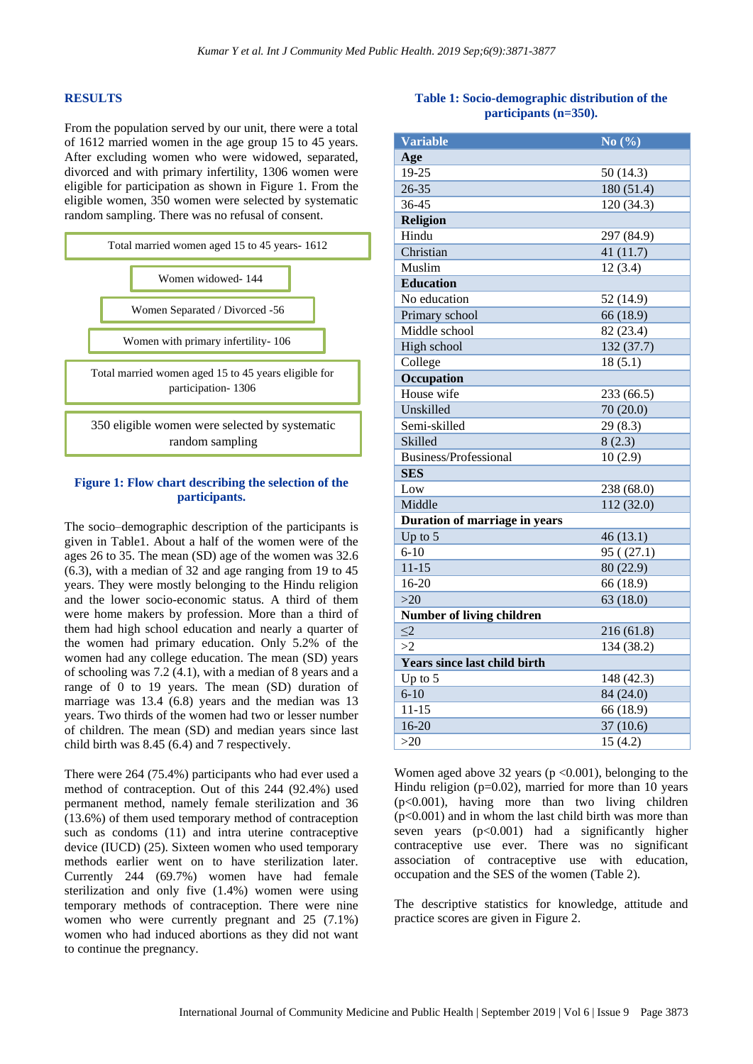## RESULTS

From the population served by our unit, there were a total of 1612 married women in the age group 15 to 45 years. After excluding women who were widowed, separated, divorced and with primary infertility, 1306 women were eligible for participation as shown in Figure 1. From the eligible women, 350 women were selected by systematic random sampling. There was no refusal of consent.

Total married women aged 15 to 45 years- 1612

Women widowed- 144

Women Separated / Divorced -56

Women with primary infertility- 106

Total married women aged 15 to 45 years eligible for participation- 1306

350 eligible women were selected by systematic random sampling

**Figure 1: Flow chart describing the selection of the participants.**

The socio–demographic description of the participants is given in Table1. About a half of the women were of the ages 26 to 35. The mean (SD) age of the women was 32.6 (6.3), with a median of 32 and age ranging from 19 to 45 years. They were mostly belonging to the Hindu religion and the lower socio-economic status. A third of them were home makers by profession. More than a third of them had high school education and nearly a quarter of the women had primary education. Only 5.2% of the women had any college education. The mean (SD) years of schooling was 7.2 (4.1), with a median of 8 years and a range of 0 to 19 years. The mean (SD) duration of marriage was 13.4 (6.8) years and the median was 13 years. Two thirds of the women had two or lesser number of children. The mean (SD) and median years since last child birth was 8.45 (6.4) and 7 respectively.

There were 264 (75.4%) participants who had ever used a method of contraception. Out of this 244 (92.4%) used permanent method, namely female sterilization and 36 (13.6%) of them used temporary method of contraception such as condoms (11) and intra uterine contraceptive device (IUCD) (25). Sixteen women who used temporary methods earlier went on to have sterilization later. Currently 244 (69.7%) women have had female sterilization and only five (1.4%) women were using temporary methods of contraception. There were nine women who were currently pregnant and 25 (7.1%) women who had induced abortions as they did not want to continue the pregnancy.

**Table 1: Socio-demographic distribution of the participants (n=350).**

| Variable | No (%) |
|---|---|
| **Age** | |
| 19-25 | 50 (14.3) |
| 26-35 | 180 (51.4) |
| 36-45 | 120 (34.3) |
| **Religion** | |
| Hindu | 297 (84.9) |
| Christian | 41 (11.7) |
| Muslim | 12 (3.4) |
| **Education** | |
| No education | 52 (14.9) |
| Primary school | 66 (18.9) |
| Middle school | 82 (23.4) |
| High school | 132 (37.7) |
| College | 18 (5.1) |
| **Occupation** | |
| House wife | 233 (66.5) |
| Unskilled | 70 (20.0) |
| Semi-skilled | 29 (8.3) |
| Skilled | 8 (2.3) |
| Business/Professional | 10 (2.9) |
| **SES** | |
| Low | 238 (68.0) |
| Middle | 112 (32.0) |
| **Duration of marriage in years** | |
| Up to 5 | 46 (13.1) |
| 6-10 | 95 ( (27.1) |
| 11-15 | 80 (22.9) |
| 16-20 | 66 (18.9) |
| >20 | 63 (18.0) |
| **Number of living children** | |
| ≤2 | 216 (61.8) |
| >2 | 134 (38.2) |
| **Years since last child birth** | |
| Up to 5 | 148 (42.3) |
| 6-10 | 84 (24.0) |
| 11-15 | 66 (18.9) |
| 16-20 | 37 (10.6) |
| >20 | 15 (4.2) |

Women aged above 32 years ($p<0.001$), belonging to the Hindu religion ($p=0.02$), married for more than 10 years ($p<0.001$), having more than two living children ($p<0.001$) and in whom the last child birth was more than seven years ($p<0.001$) had a significantly higher contraceptive use ever. There was no significant association of contraceptive use with education, occupation and the SES of the women (Table 2).

The descriptive statistics for knowledge, attitude and practice scores are given in Figure 2.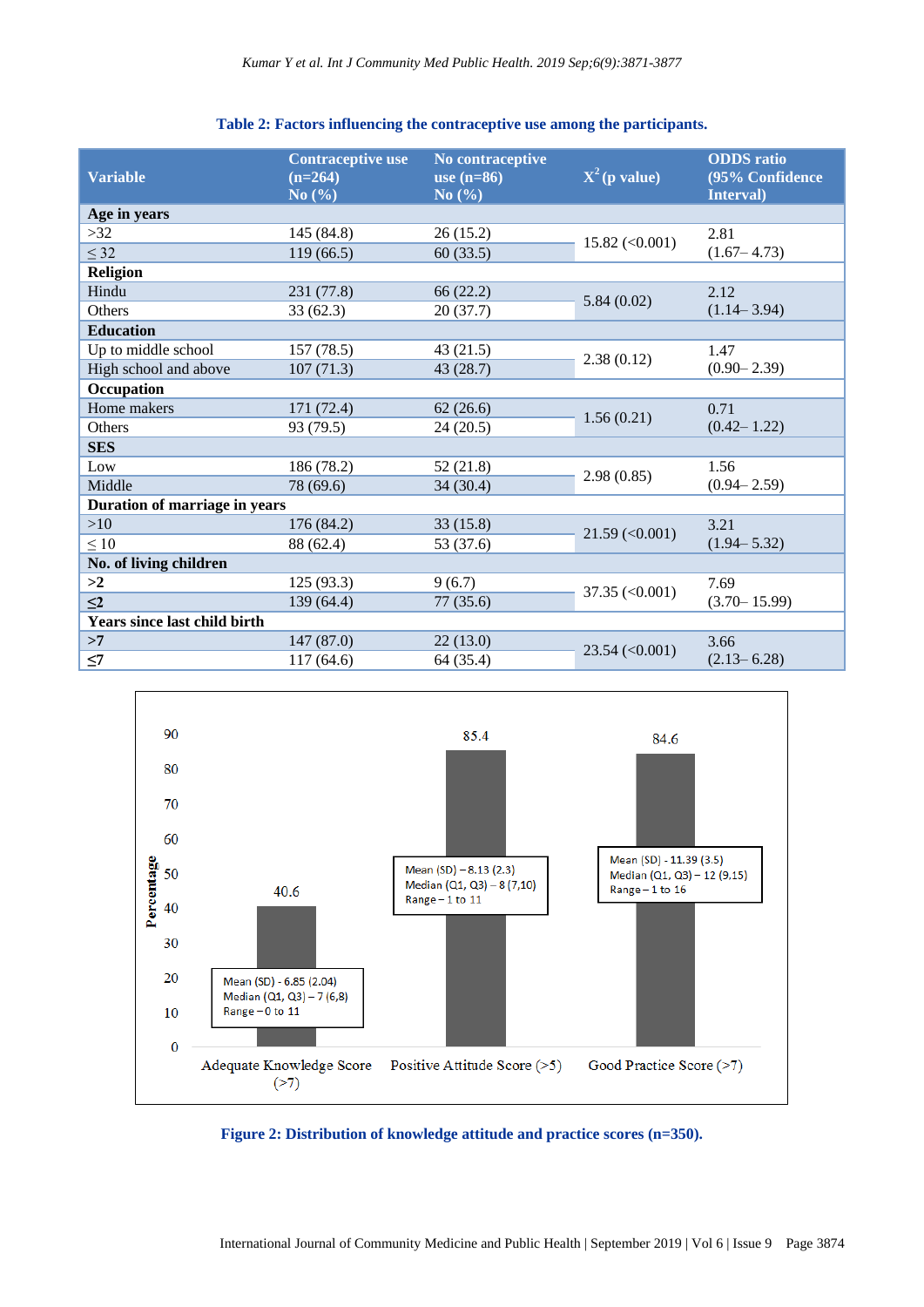**Table 2: Factors influencing the contraceptive use among the participants.**

| Variable | Contraceptive use (n=264) No (%) | No contraceptive use (n=86) No (%) | $X^2$ (p value) | ODDS ratio (95% Confidence Interval) |
|---|---|---|---|---|
| **Age in years** | | | | |
| >32 | 145 (84.8) | 26 (15.2) | 15.82 (<0.001) | 2.81 (1.67– 4.73) |
| ≤ 32 | 119 (66.5) | 60 (33.5) | | |
| **Religion** | | | | |
| Hindu | 231 (77.8) | 66 (22.2) | 5.84 (0.02) | 2.12 (1.14– 3.94) |
| Others | 33 (62.3) | 20 (37.7) | | |
| **Education** | | | | |
| Up to middle school | 157 (78.5) | 43 (21.5) | 2.38 (0.12) | 1.47 (0.90– 2.39) |
| High school and above | 107 (71.3) | 43 (28.7) | | |
| **Occupation** | | | | |
| Home makers | 171 (72.4) | 62 (26.6) | 1.56 (0.21) | 0.71 (0.42– 1.22) |
| Others | 93 (79.5) | 24 (20.5) | | |
| **SES** | | | | |
| Low | 186 (78.2) | 52 (21.8) | 2.98 (0.85) | 1.56 (0.94– 2.59) |
| Middle | 78 (69.6) | 34 (30.4) | | |
| **Duration of marriage in years** | | | | |
| >10 | 176 (84.2) | 33 (15.8) | 21.59 (<0.001) | 3.21 (1.94– 5.32) |
| ≤ 10 | 88 (62.4) | 53 (37.6) | | |
| **No. of living children** | | | | |
| >2 | 125 (93.3) | 9 (6.7) | 37.35 (<0.001) | 7.69 (3.70– 15.99) |
| ≤2 | 139 (64.4) | 77 (35.6) | | |
| **Years since last child birth** | | | | |
| >7 | 147 (87.0) | 22 (13.0) | 23.54 (<0.001) | 3.66 (2.13– 6.28) |
| ≤7 | 117 (64.6) | 64 (35.4) | | |

**Figure 2: Distribution of knowledge attitude and practice scores (n=350).**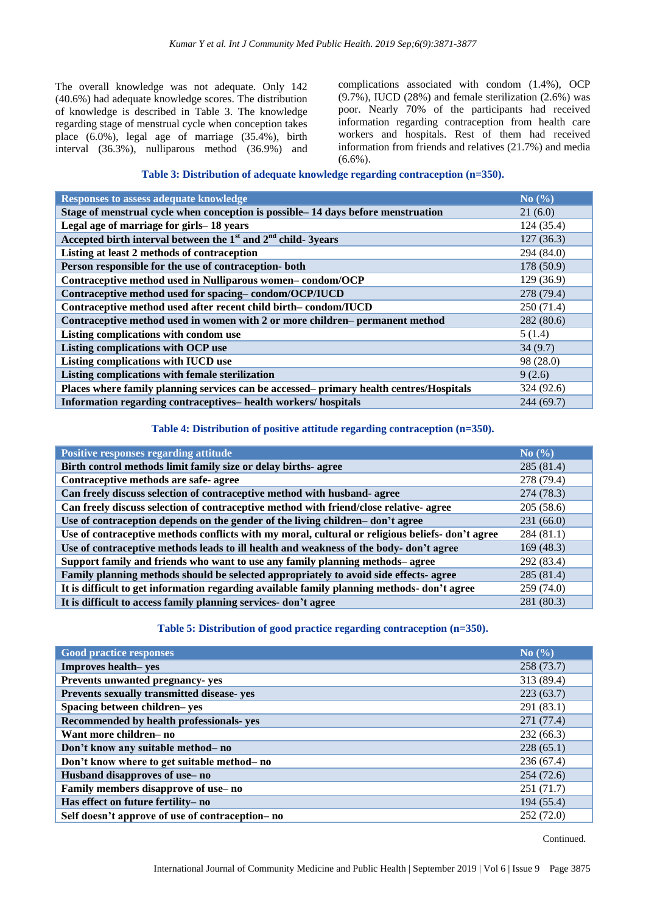The overall knowledge was not adequate. Only 142 (40.6%) had adequate knowledge scores. The distribution of knowledge is described in Table 3. The knowledge regarding stage of menstrual cycle when conception takes place (6.0%), legal age of marriage (35.4%), birth interval (36.3%), nulliparous method (36.9%) and complications associated with condom (1.4%), OCP (9.7%), IUCD (28%) and female sterilization (2.6%) was poor. Nearly 70% of the participants had received information regarding contraception from health care workers and hospitals. Rest of them had received information from friends and relatives (21.7%) and media (6.6%).

**Table 3: Distribution of adequate knowledge regarding contraception (n=350).**

| Responses to assess adequate knowledge | No (%) |
|---|---|
| Stage of menstrual cycle when conception is possible– 14 days before menstruation | 21 (6.0) |
| Legal age of marriage for girls– 18 years | 124 (35.4) |
| Accepted birth interval between the 1st and 2nd child- 3years | 127 (36.3) |
| Listing at least 2 methods of contraception | 294 (84.0) |
| Person responsible for the use of contraception- both | 178 (50.9) |
| Contraceptive method used in Nulliparous women– condom/OCP | 129 (36.9) |
| Contraceptive method used for spacing– condom/OCP/IUCD | 278 (79.4) |
| Contraceptive method used after recent child birth– condom/IUCD | 250 (71.4) |
| Contraceptive method used in women with 2 or more children– permanent method | 282 (80.6) |
| Listing complications with condom use | 5 (1.4) |
| Listing complications with OCP use | 34 (9.7) |
| Listing complications with IUCD use | 98 (28.0) |
| Listing complications with female sterilization | 9 (2.6) |
| Places where family planning services can be accessed– primary health centres/Hospitals | 324 (92.6) |
| Information regarding contraceptives– health workers/ hospitals | 244 (69.7) |

**Table 4: Distribution of positive attitude regarding contraception (n=350).**

| Positive responses regarding attitude | No (%) |
|---|---|
| Birth control methods limit family size or delay births- agree | 285 (81.4) |
| Contraceptive methods are safe- agree | 278 (79.4) |
| Can freely discuss selection of contraceptive method with husband- agree | 274 (78.3) |
| Can freely discuss selection of contraceptive method with friend/close relative- agree | 205 (58.6) |
| Use of contraception depends on the gender of the living children– don't agree | 231 (66.0) |
| Use of contraceptive methods conflicts with my moral, cultural or religious beliefs- don't agree | 284 (81.1) |
| Use of contraceptive methods leads to ill health and weakness of the body- don't agree | 169 (48.3) |
| Support family and friends who want to use any family planning methods– agree | 292 (83.4) |
| Family planning methods should be selected appropriately to avoid side effects- agree | 285 (81.4) |
| It is difficult to get information regarding available family planning methods- don't agree | 259 (74.0) |
| It is difficult to access family planning services- don't agree | 281 (80.3) |

**Table 5: Distribution of good practice regarding contraception (n=350).**

| Good practice responses | No (%) |
|---|---|
| Improves health– yes | 258 (73.7) |
| Prevents unwanted pregnancy- yes | 313 (89.4) |
| Prevents sexually transmitted disease- yes | 223 (63.7) |
| Spacing between children– yes | 291 (83.1) |
| Recommended by health professionals- yes | 271 (77.4) |
| Want more children– no | 232 (66.3) |
| Don't know any suitable method– no | 228 (65.1) |
| Don't know where to get suitable method– no | 236 (67.4) |
| Husband disapproves of use– no | 254 (72.6) |
| Family members disapprove of use– no | 251 (71.7) |
| Has effect on future fertility– no | 194 (55.4) |
| Self doesn't approve of use of contraception– no | 252 (72.0) |

Continued.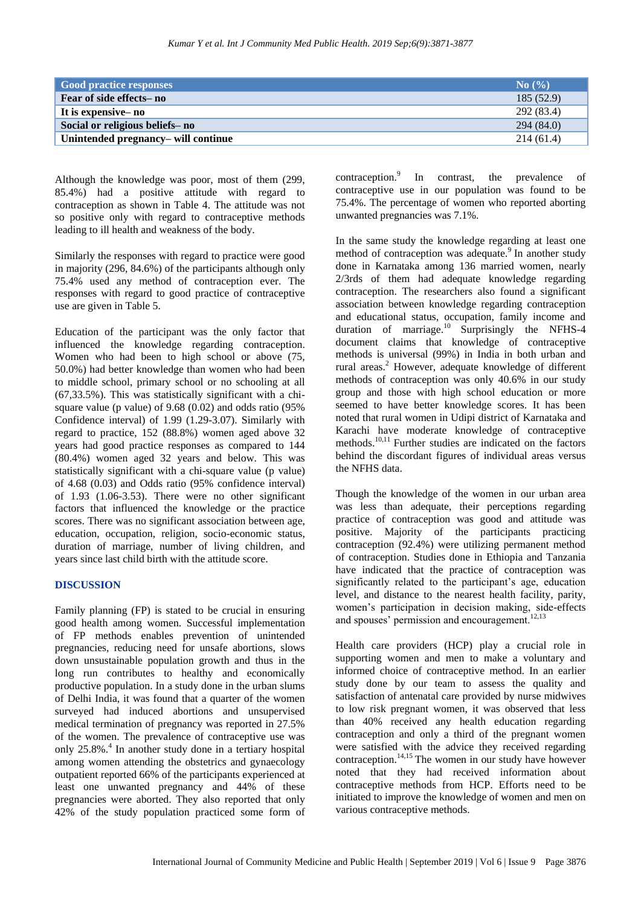| Good practice responses | No (%) |
|---|---|
| Fear of side effects– no | 185 (52.9) |
| It is expensive– no | 292 (83.4) |
| Social or religious beliefs– no | 294 (84.0) |
| Unintended pregnancy– will continue | 214 (61.4) |

Although the knowledge was poor, most of them (299, 85.4%) had a positive attitude with regard to contraception as shown in Table 4. The attitude was not so positive only with regard to contraceptive methods leading to ill health and weakness of the body.

Similarly the responses with regard to practice were good in majority (296, 84.6%) of the participants although only 75.4% used any method of contraception ever. The responses with regard to good practice of contraceptive use are given in Table 5.

Education of the participant was the only factor that influenced the knowledge regarding contraception. Women who had been to high school or above (75, 50.0%) had better knowledge than women who had been to middle school, primary school or no schooling at all (67,33.5%). This was statistically significant with a chi-square value (p value) of 9.68 (0.02) and odds ratio (95% Confidence interval) of 1.99 (1.29-3.07). Similarly with regard to practice, 152 (88.8%) women aged above 32 years had good practice responses as compared to 144 (80.4%) women aged 32 years and below. This was statistically significant with a chi-square value (p value) of 4.68 (0.03) and Odds ratio (95% confidence interval) of 1.93 (1.06-3.53). There were no other significant factors that influenced the knowledge or the practice scores. There was no significant association between age, education, occupation, religion, socio-economic status, duration of marriage, number of living children, and years since last child birth with the attitude score.

## DISCUSSION

Family planning (FP) is stated to be crucial in ensuring good health among women. Successful implementation of FP methods enables prevention of unintended pregnancies, reducing need for unsafe abortions, slows down unsustainable population growth and thus in the long run contributes to healthy and economically productive population. In a study done in the urban slums of Delhi India, it was found that a quarter of the women surveyed had induced abortions and unsupervised medical termination of pregnancy was reported in 27.5% of the women. The prevalence of contraceptive use was only 25.8%.[4] In another study done in a tertiary hospital among women attending the obstetrics and gynaecology outpatient reported 66% of the participants experienced at least one unwanted pregnancy and 44% of these pregnancies were aborted. They also reported that only 42% of the study population practiced some form of contraception.[9] In contrast, the prevalence of contraceptive use in our population was found to be 75.4%. The percentage of women who reported aborting unwanted pregnancies was 7.1%.

In the same study the knowledge regarding at least one method of contraception was adequate.[9] In another study done in Karnataka among 136 married women, nearly 2/3rds of them had adequate knowledge regarding contraception. The researchers also found a significant association between knowledge regarding contraception and educational status, occupation, family income and duration of marriage.[10] Surprisingly the NFHS-4 document claims that knowledge of contraceptive methods is universal (99%) in India in both urban and rural areas.[2] However, adequate knowledge of different methods of contraception was only 40.6% in our study group and those with high school education or more seemed to have better knowledge scores. It has been noted that rural women in Udipi district of Karnataka and Karachi have moderate knowledge of contraceptive methods.[10,11] Further studies are indicated on the factors behind the discordant figures of individual areas versus the NFHS data.

Though the knowledge of the women in our urban area was less than adequate, their perceptions regarding practice of contraception was good and attitude was positive. Majority of the participants practicing contraception (92.4%) were utilizing permanent method of contraception. Studies done in Ethiopia and Tanzania have indicated that the practice of contraception was significantly related to the participant's age, education level, and distance to the nearest health facility, parity, women's participation in decision making, side-effects and spouses' permission and encouragement.[12,13]

Health care providers (HCP) play a crucial role in supporting women and men to make a voluntary and informed choice of contraceptive method. In an earlier study done by our team to assess the quality and satisfaction of antenatal care provided by nurse midwives to low risk pregnant women, it was observed that less than 40% received any health education regarding contraception and only a third of the pregnant women were satisfied with the advice they received regarding contraception.[14,15] The women in our study have however noted that they had received information about contraceptive methods from HCP. Efforts need to be initiated to improve the knowledge of women and men on various contraceptive methods.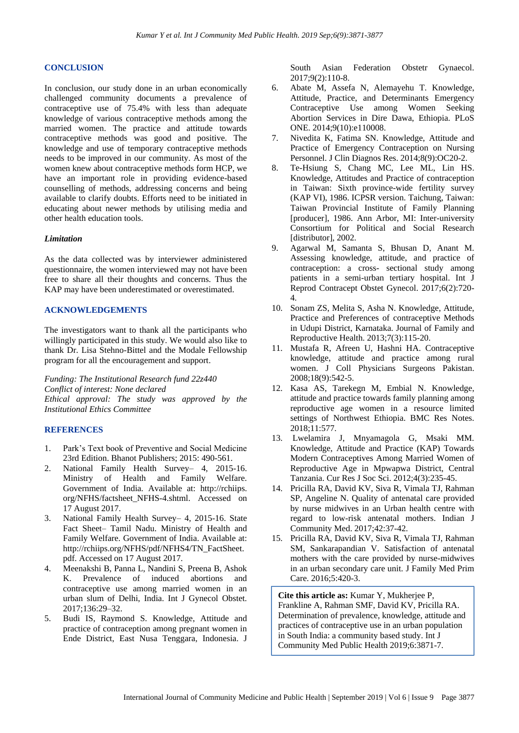## CONCLUSION

In conclusion, our study done in an urban economically challenged community documents a prevalence of contraceptive use of 75.4% with less than adequate knowledge of various contraceptive methods among the married women. The practice and attitude towards contraceptive methods was good and positive. The knowledge and use of temporary contraceptive methods needs to be improved in our community. As most of the women knew about contraceptive methods form HCP, we have an important role in providing evidence-based counselling of methods, addressing concerns and being available to clarify doubts. Efforts need to be initiated in educating about newer methods by utilising media and other health education tools.

### *Limitation*

As the data collected was by interviewer administered questionnaire, the women interviewed may not have been free to share all their thoughts and concerns. Thus the KAP may have been underestimated or overestimated.

## ACKNOWLEDGEMENTS

The investigators want to thank all the participants who willingly participated in this study. We would also like to thank Dr. Lisa Stehno-Bittel and the Modale Fellowship program for all the encouragement and support.

*Funding: The Institutional Research fund 22z440*
*Conflict of interest: None declared*
*Ethical approval: The study was approved by the Institutional Ethics Committee*

## REFERENCES

1. Park's Text book of Preventive and Social Medicine 23rd Edition. Bhanot Publishers; 2015: 490-561.
2. National Family Health Survey– 4, 2015-16. Ministry of Health and Family Welfare. Government of India. Available at: http://rchiips.org/NFHS/factsheet_NFHS-4.shtml. Accessed on 17 August 2017.
3. National Family Health Survey– 4, 2015-16. State Fact Sheet– Tamil Nadu. Ministry of Health and Family Welfare. Government of India. Available at: http://rchiips.org/NFHS/pdf/NFHS4/TN_FactSheet.pdf. Accessed on 17 August 2017.
4. Meenakshi B, Panna L, Nandini S, Preena B, Ashok K. Prevalence of induced abortions and contraceptive use among married women in an urban slum of Delhi, India. Int J Gynecol Obstet. 2017;136:29–32.
5. Budi IS, Raymond S. Knowledge, Attitude and practice of contraception among pregnant women in Ende District, East Nusa Tenggara, Indonesia. J South Asian Federation Obstetr Gynaecol. 2017;9(2):110-8.
6. Abate M, Assefa N, Alemayehu T. Knowledge, Attitude, Practice, and Determinants Emergency Contraceptive Use among Women Seeking Abortion Services in Dire Dawa, Ethiopia. PLoS ONE. 2014;9(10):e110008.
7. Nivedita K, Fatima SN. Knowledge, Attitude and Practice of Emergency Contraception on Nursing Personnel. J Clin Diagnos Res. 2014;8(9):OC20-2.
8. Te-Hsiung S, Chang MC, Lee ML, Lin HS. Knowledge, Attitudes and Practice of contraception in Taiwan: Sixth province-wide fertility survey (KAP VI), 1986. ICPSR version. Taichung, Taiwan: Taiwan Provincial Institute of Family Planning [producer], 1986. Ann Arbor, MI: Inter-university Consortium for Political and Social Research [distributor], 2002.
9. Agarwal M, Samanta S, Bhusan D, Anant M. Assessing knowledge, attitude, and practice of contraception: a cross- sectional study among patients in a semi-urban tertiary hospital. Int J Reprod Contracept Obstet Gynecol. 2017;6(2):720-4.
10. Sonam ZS, Melita S, Asha N. Knowledge, Attitude, Practice and Preferences of contraceptive Methods in Udupi District, Karnataka. Journal of Family and Reproductive Health. 2013;7(3):115-20.
11. Mustafa R, Afreen U, Hashni HA. Contraceptive knowledge, attitude and practice among rural women. J Coll Physicians Surgeons Pakistan. 2008;18(9):542-5.
12. Kasa AS, Tarekegn M, Embial N. Knowledge, attitude and practice towards family planning among reproductive age women in a resource limited settings of Northwest Ethiopia. BMC Res Notes. 2018;11:577.
13. Lwelamira J, Mnyamagola G, Msaki MM. Knowledge, Attitude and Practice (KAP) Towards Modern Contraceptives Among Married Women of Reproductive Age in Mpwapwa District, Central Tanzania. Cur Res J Soc Sci. 2012;4(3):235-45.
14. Pricilla RA, David KV, Siva R, Vimala TJ, Rahman SP, Angeline N. Quality of antenatal care provided by nurse midwives in an Urban health centre with regard to low-risk antenatal mothers. Indian J Community Med. 2017;42:37-42.
15. Pricilla RA, David KV, Siva R, Vimala TJ, Rahman SM, Sankarapandian V. Satisfaction of antenatal mothers with the care provided by nurse-midwives in an urban secondary care unit. J Family Med Prim Care. 2016;5:420-3.

**Cite this article as:** Kumar Y, Mukherjee P, Frankline A, Rahman SMF, David KV, Pricilla RA. Determination of prevalence, knowledge, attitude and practices of contraceptive use in an urban population in South India: a community based study. Int J Community Med Public Health 2019;6:3871-7.